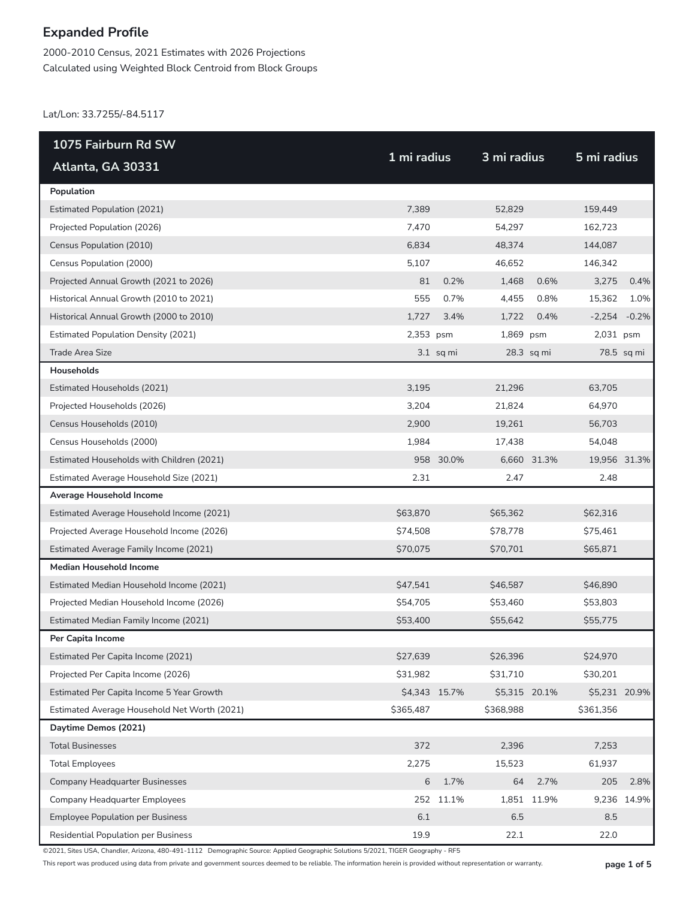# Expanded Profile

2000-2010 Census, 2021 Estimates with 2026 Projections
Calculated using Weighted Block Centroid from Block Groups

Lat/Lon: 33.7255/-84.5117

| 1075 Fairburn Rd SW Atlanta, GA 30331 | 1 mi radius | | 3 mi radius | | 5 mi radius | |
|---|---|---|---|---|---|---|
| **Population** | | | | | | |
| Estimated Population (2021) | 7,389 | | 52,829 | | 159,449 | |
| Projected Population (2026) | 7,470 | | 54,297 | | 162,723 | |
| Census Population (2010) | 6,834 | | 48,374 | | 144,087 | |
| Census Population (2000) | 5,107 | | 46,652 | | 146,342 | |
| Projected Annual Growth (2021 to 2026) | 81 | 0.2% | 1,468 | 0.6% | 3,275 | 0.4% |
| Historical Annual Growth (2010 to 2021) | 555 | 0.7% | 4,455 | 0.8% | 15,362 | 1.0% |
| Historical Annual Growth (2000 to 2010) | 1,727 | 3.4% | 1,722 | 0.4% | -2,254 | -0.2% |
| Estimated Population Density (2021) | 2,353 | psm | 1,869 | psm | 2,031 | psm |
| Trade Area Size | 3.1 | sq mi | 28.3 | sq mi | 78.5 | sq mi |
| **Households** | | | | | | |
| Estimated Households (2021) | 3,195 | | 21,296 | | 63,705 | |
| Projected Households (2026) | 3,204 | | 21,824 | | 64,970 | |
| Census Households (2010) | 2,900 | | 19,261 | | 56,703 | |
| Census Households (2000) | 1,984 | | 17,438 | | 54,048 | |
| Estimated Households with Children (2021) | 958 | 30.0% | 6,660 | 31.3% | 19,956 | 31.3% |
| Estimated Average Household Size (2021) | 2.31 | | 2.47 | | 2.48 | |
| **Average Household Income** | | | | | | |
| Estimated Average Household Income (2021) | $63,870 | | $65,362 | | $62,316 | |
| Projected Average Household Income (2026) | $74,508 | | $78,778 | | $75,461 | |
| Estimated Average Family Income (2021) | $70,075 | | $70,701 | | $65,871 | |
| **Median Household Income** | | | | | | |
| Estimated Median Household Income (2021) | $47,541 | | $46,587 | | $46,890 | |
| Projected Median Household Income (2026) | $54,705 | | $53,460 | | $53,803 | |
| Estimated Median Family Income (2021) | $53,400 | | $55,642 | | $55,775 | |
| **Per Capita Income** | | | | | | |
| Estimated Per Capita Income (2021) | $27,639 | | $26,396 | | $24,970 | |
| Projected Per Capita Income (2026) | $31,982 | | $31,710 | | $30,201 | |
| Estimated Per Capita Income 5 Year Growth | $4,343 | 15.7% | $5,315 | 20.1% | $5,231 | 20.9% |
| Estimated Average Household Net Worth (2021) | $365,487 | | $368,988 | | $361,356 | |
| **Daytime Demos (2021)** | | | | | | |
| Total Businesses | 372 | | 2,396 | | 7,253 | |
| Total Employees | 2,275 | | 15,523 | | 61,937 | |
| Company Headquarter Businesses | 6 | 1.7% | 64 | 2.7% | 205 | 2.8% |
| Company Headquarter Employees | 252 | 11.1% | 1,851 | 11.9% | 9,236 | 14.9% |
| Employee Population per Business | 6.1 | | 6.5 | | 8.5 | |
| Residential Population per Business | 19.9 | | 22.1 | | 22.0 | |

©2021, Sites USA, Chandler, Arizona, 480-491-1112 Demographic Source: Applied Geographic Solutions 5/2021, TIGER Geography - RF5

This report was produced using data from private and government sources deemed to be reliable. The information herein is provided without representation or warranty.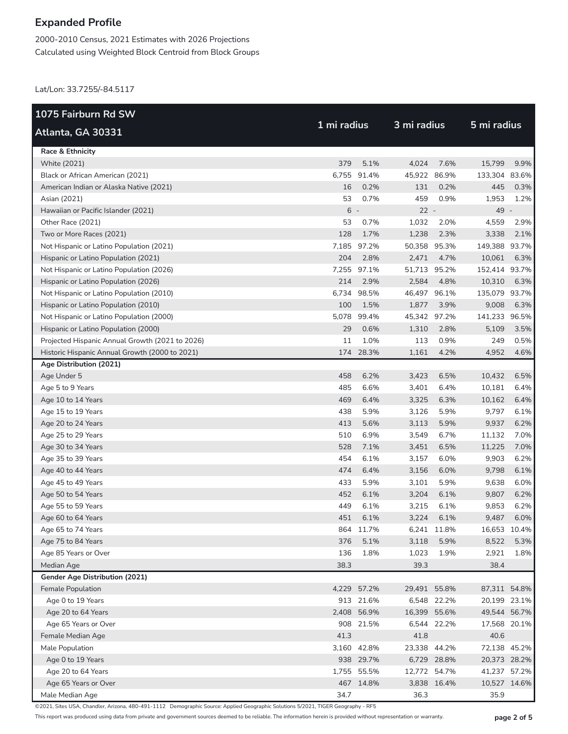# Expanded Profile

2000-2010 Census, 2021 Estimates with 2026 Projections
Calculated using Weighted Block Centroid from Block Groups

Lat/Lon: 33.7255/-84.5117

| 1075 Fairburn Rd SW Atlanta, GA 30331 | 1 mi radius | | 3 mi radius | | 5 mi radius | |
|---|---|---|---|---|---|---|
| **Race & Ethnicity** | | | | | | |
| White (2021) | 379 | 5.1% | 4,024 | 7.6% | 15,799 | 9.9% |
| Black or African American (2021) | 6,755 | 91.4% | 45,922 | 86.9% | 133,304 | 83.6% |
| American Indian or Alaska Native (2021) | 16 | 0.2% | 131 | 0.2% | 445 | 0.3% |
| Asian (2021) | 53 | 0.7% | 459 | 0.9% | 1,953 | 1.2% |
| Hawaiian or Pacific Islander (2021) | 6 | - | 22 | - | 49 | - |
| Other Race (2021) | 53 | 0.7% | 1,032 | 2.0% | 4,559 | 2.9% |
| Two or More Races (2021) | 128 | 1.7% | 1,238 | 2.3% | 3,338 | 2.1% |
| Not Hispanic or Latino Population (2021) | 7,185 | 97.2% | 50,358 | 95.3% | 149,388 | 93.7% |
| Hispanic or Latino Population (2021) | 204 | 2.8% | 2,471 | 4.7% | 10,061 | 6.3% |
| Not Hispanic or Latino Population (2026) | 7,255 | 97.1% | 51,713 | 95.2% | 152,414 | 93.7% |
| Hispanic or Latino Population (2026) | 214 | 2.9% | 2,584 | 4.8% | 10,310 | 6.3% |
| Not Hispanic or Latino Population (2010) | 6,734 | 98.5% | 46,497 | 96.1% | 135,079 | 93.7% |
| Hispanic or Latino Population (2010) | 100 | 1.5% | 1,877 | 3.9% | 9,008 | 6.3% |
| Not Hispanic or Latino Population (2000) | 5,078 | 99.4% | 45,342 | 97.2% | 141,233 | 96.5% |
| Hispanic or Latino Population (2000) | 29 | 0.6% | 1,310 | 2.8% | 5,109 | 3.5% |
| Projected Hispanic Annual Growth (2021 to 2026) | 11 | 1.0% | 113 | 0.9% | 249 | 0.5% |
| Historic Hispanic Annual Growth (2000 to 2021) | 174 | 28.3% | 1,161 | 4.2% | 4,952 | 4.6% |
| **Age Distribution (2021)** | | | | | | |
| Age Under 5 | 458 | 6.2% | 3,423 | 6.5% | 10,432 | 6.5% |
| Age 5 to 9 Years | 485 | 6.6% | 3,401 | 6.4% | 10,181 | 6.4% |
| Age 10 to 14 Years | 469 | 6.4% | 3,325 | 6.3% | 10,162 | 6.4% |
| Age 15 to 19 Years | 438 | 5.9% | 3,126 | 5.9% | 9,797 | 6.1% |
| Age 20 to 24 Years | 413 | 5.6% | 3,113 | 5.9% | 9,937 | 6.2% |
| Age 25 to 29 Years | 510 | 6.9% | 3,549 | 6.7% | 11,132 | 7.0% |
| Age 30 to 34 Years | 528 | 7.1% | 3,451 | 6.5% | 11,225 | 7.0% |
| Age 35 to 39 Years | 454 | 6.1% | 3,157 | 6.0% | 9,903 | 6.2% |
| Age 40 to 44 Years | 474 | 6.4% | 3,156 | 6.0% | 9,798 | 6.1% |
| Age 45 to 49 Years | 433 | 5.9% | 3,101 | 5.9% | 9,638 | 6.0% |
| Age 50 to 54 Years | 452 | 6.1% | 3,204 | 6.1% | 9,807 | 6.2% |
| Age 55 to 59 Years | 449 | 6.1% | 3,215 | 6.1% | 9,853 | 6.2% |
| Age 60 to 64 Years | 451 | 6.1% | 3,224 | 6.1% | 9,487 | 6.0% |
| Age 65 to 74 Years | 864 | 11.7% | 6,241 | 11.8% | 16,653 | 10.4% |
| Age 75 to 84 Years | 376 | 5.1% | 3,118 | 5.9% | 8,522 | 5.3% |
| Age 85 Years or Over | 136 | 1.8% | 1,023 | 1.9% | 2,921 | 1.8% |
| Median Age | 38.3 | | 39.3 | | 38.4 | |
| **Gender Age Distribution (2021)** | | | | | | |
| Female Population | 4,229 | 57.2% | 29,491 | 55.8% | 87,311 | 54.8% |
| Age 0 to 19 Years | 913 | 21.6% | 6,548 | 22.2% | 20,199 | 23.1% |
| Age 20 to 64 Years | 2,408 | 56.9% | 16,399 | 55.6% | 49,544 | 56.7% |
| Age 65 Years or Over | 908 | 21.5% | 6,544 | 22.2% | 17,568 | 20.1% |
| Female Median Age | 41.3 | | 41.8 | | 40.6 | |
| Male Population | 3,160 | 42.8% | 23,338 | 44.2% | 72,138 | 45.2% |
| Age 0 to 19 Years | 938 | 29.7% | 6,729 | 28.8% | 20,373 | 28.2% |
| Age 20 to 64 Years | 1,755 | 55.5% | 12,772 | 54.7% | 41,237 | 57.2% |
| Age 65 Years or Over | 467 | 14.8% | 3,838 | 16.4% | 10,527 | 14.6% |
| Male Median Age | 34.7 | | 36.3 | | 35.9 | |

©2021, Sites USA, Chandler, Arizona, 480-491-1112 Demographic Source: Applied Geographic Solutions 5/2021, TIGER Geography - RF5

This report was produced using data from private and government sources deemed to be reliable. The information herein is provided without representation or warranty.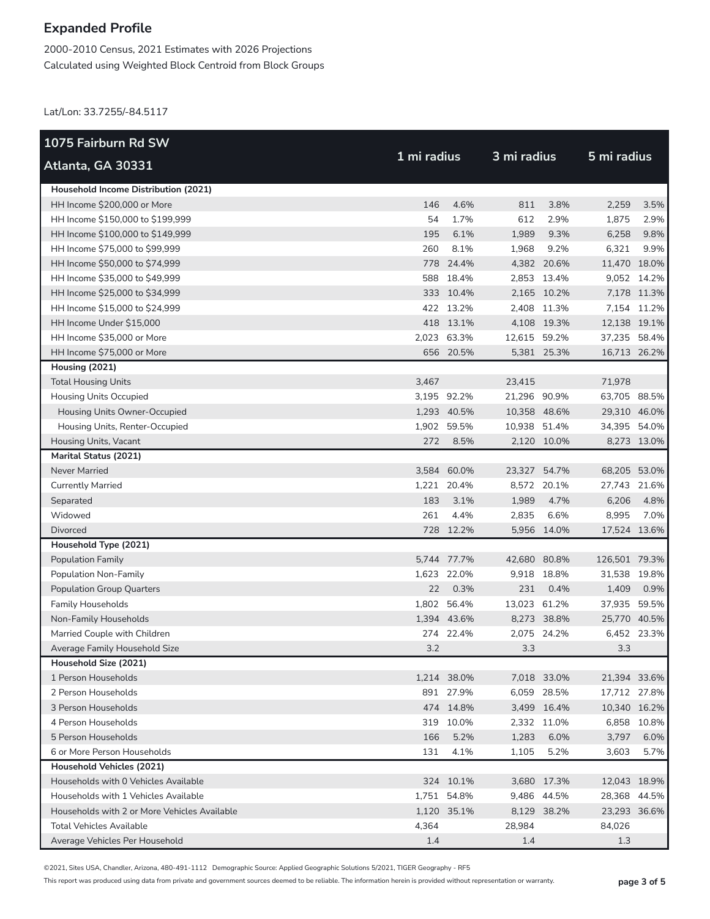# Expanded Profile

2000-2010 Census, 2021 Estimates with 2026 Projections
Calculated using Weighted Block Centroid from Block Groups

Lat/Lon: 33.7255/-84.5117

| 1075 Fairburn Rd SW Atlanta, GA 30331 | 1 mi radius | | 3 mi radius | | 5 mi radius | |
|---|---|---|---|---|---|---|
| **Household Income Distribution (2021)** | | | | | | |
| HH Income $200,000 or More | 146 | 4.6% | 811 | 3.8% | 2,259 | 3.5% |
| HH Income $150,000 to $199,999 | 54 | 1.7% | 612 | 2.9% | 1,875 | 2.9% |
| HH Income $100,000 to $149,999 | 195 | 6.1% | 1,989 | 9.3% | 6,258 | 9.8% |
| HH Income $75,000 to $99,999 | 260 | 8.1% | 1,968 | 9.2% | 6,321 | 9.9% |
| HH Income $50,000 to $74,999 | 778 | 24.4% | 4,382 | 20.6% | 11,470 | 18.0% |
| HH Income $35,000 to $49,999 | 588 | 18.4% | 2,853 | 13.4% | 9,052 | 14.2% |
| HH Income $25,000 to $34,999 | 333 | 10.4% | 2,165 | 10.2% | 7,178 | 11.3% |
| HH Income $15,000 to $24,999 | 422 | 13.2% | 2,408 | 11.3% | 7,154 | 11.2% |
| HH Income Under $15,000 | 418 | 13.1% | 4,108 | 19.3% | 12,138 | 19.1% |
| HH Income $35,000 or More | 2,023 | 63.3% | 12,615 | 59.2% | 37,235 | 58.4% |
| HH Income $75,000 or More | 656 | 20.5% | 5,381 | 25.3% | 16,713 | 26.2% |
| **Housing (2021)** | | | | | | |
| Total Housing Units | 3,467 | | 23,415 | | 71,978 | |
| Housing Units Occupied | 3,195 | 92.2% | 21,296 | 90.9% | 63,705 | 88.5% |
| Housing Units Owner-Occupied | 1,293 | 40.5% | 10,358 | 48.6% | 29,310 | 46.0% |
| Housing Units, Renter-Occupied | 1,902 | 59.5% | 10,938 | 51.4% | 34,395 | 54.0% |
| Housing Units, Vacant | 272 | 8.5% | 2,120 | 10.0% | 8,273 | 13.0% |
| **Marital Status (2021)** | | | | | | |
| Never Married | 3,584 | 60.0% | 23,327 | 54.7% | 68,205 | 53.0% |
| Currently Married | 1,221 | 20.4% | 8,572 | 20.1% | 27,743 | 21.6% |
| Separated | 183 | 3.1% | 1,989 | 4.7% | 6,206 | 4.8% |
| Widowed | 261 | 4.4% | 2,835 | 6.6% | 8,995 | 7.0% |
| Divorced | 728 | 12.2% | 5,956 | 14.0% | 17,524 | 13.6% |
| **Household Type (2021)** | | | | | | |
| Population Family | 5,744 | 77.7% | 42,680 | 80.8% | 126,501 | 79.3% |
| Population Non-Family | 1,623 | 22.0% | 9,918 | 18.8% | 31,538 | 19.8% |
| Population Group Quarters | 22 | 0.3% | 231 | 0.4% | 1,409 | 0.9% |
| Family Households | 1,802 | 56.4% | 13,023 | 61.2% | 37,935 | 59.5% |
| Non-Family Households | 1,394 | 43.6% | 8,273 | 38.8% | 25,770 | 40.5% |
| Married Couple with Children | 274 | 22.4% | 2,075 | 24.2% | 6,452 | 23.3% |
| Average Family Household Size | 3.2 | | 3.3 | | 3.3 | |
| **Household Size (2021)** | | | | | | |
| 1 Person Households | 1,214 | 38.0% | 7,018 | 33.0% | 21,394 | 33.6% |
| 2 Person Households | 891 | 27.9% | 6,059 | 28.5% | 17,712 | 27.8% |
| 3 Person Households | 474 | 14.8% | 3,499 | 16.4% | 10,340 | 16.2% |
| 4 Person Households | 319 | 10.0% | 2,332 | 11.0% | 6,858 | 10.8% |
| 5 Person Households | 166 | 5.2% | 1,283 | 6.0% | 3,797 | 6.0% |
| 6 or More Person Households | 131 | 4.1% | 1,105 | 5.2% | 3,603 | 5.7% |
| **Household Vehicles (2021)** | | | | | | |
| Households with 0 Vehicles Available | 324 | 10.1% | 3,680 | 17.3% | 12,043 | 18.9% |
| Households with 1 Vehicles Available | 1,751 | 54.8% | 9,486 | 44.5% | 28,368 | 44.5% |
| Households with 2 or More Vehicles Available | 1,120 | 35.1% | 8,129 | 38.2% | 23,293 | 36.6% |
| Total Vehicles Available | 4,364 | | 28,984 | | 84,026 | |
| Average Vehicles Per Household | 1.4 | | 1.4 | | 1.3 | |

©2021, Sites USA, Chandler, Arizona, 480-491-1112 Demographic Source: Applied Geographic Solutions 5/2021, TIGER Geography - RF5

This report was produced using data from private and government sources deemed to be reliable. The information herein is provided without representation or warranty.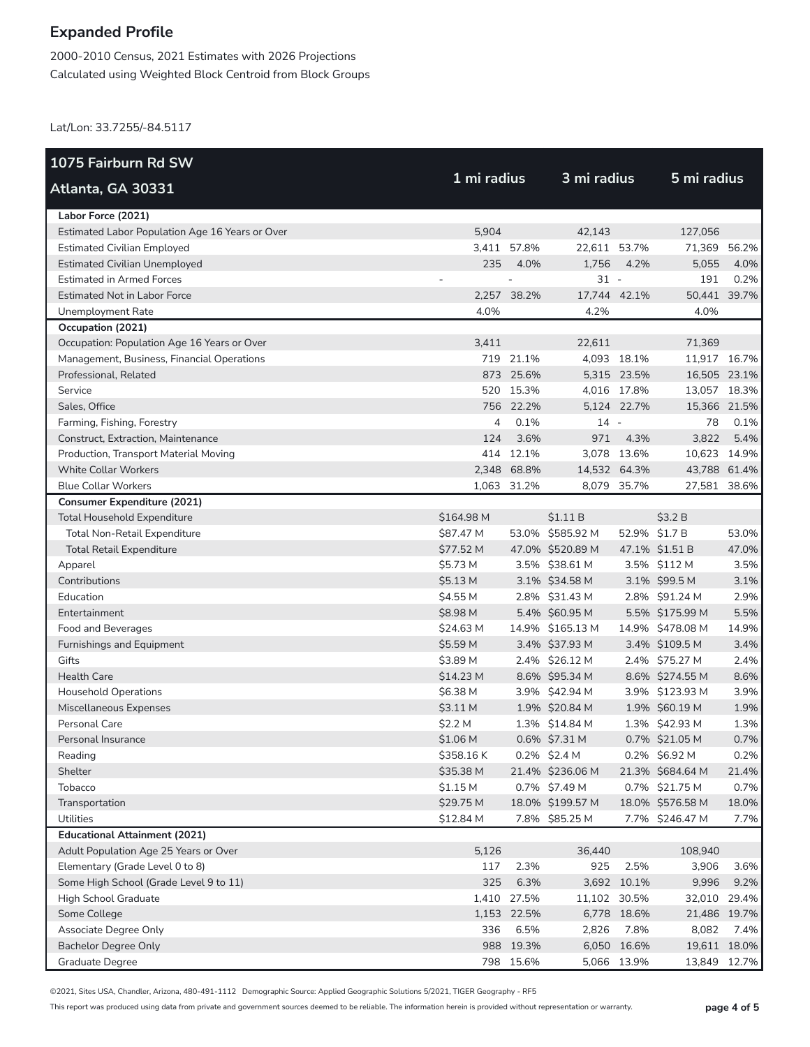# Expanded Profile

2000-2010 Census, 2021 Estimates with 2026 Projections
Calculated using Weighted Block Centroid from Block Groups

Lat/Lon: 33.7255/-84.5117

| 1075 Fairburn Rd SW Atlanta, GA 30331 | 1 mi radius | | 3 mi radius | | 5 mi radius | |
|---|---|---|---|---|---|---|
| **Labor Force (2021)** | | | | | | |
| Estimated Labor Population Age 16 Years or Over | 5,904 | | 42,143 | | 127,056 | |
| Estimated Civilian Employed | 3,411 | 57.8% | 22,611 | 53.7% | 71,369 | 56.2% |
| Estimated Civilian Unemployed | 235 | 4.0% | 1,756 | 4.2% | 5,055 | 4.0% |
| Estimated in Armed Forces | - | - | 31 | - | 191 | 0.2% |
| Estimated Not in Labor Force | 2,257 | 38.2% | 17,744 | 42.1% | 50,441 | 39.7% |
| Unemployment Rate | 4.0% | | 4.2% | | 4.0% | |
| **Occupation (2021)** | | | | | | |
| Occupation: Population Age 16 Years or Over | 3,411 | | 22,611 | | 71,369 | |
| Management, Business, Financial Operations | 719 | 21.1% | 4,093 | 18.1% | 11,917 | 16.7% |
| Professional, Related | 873 | 25.6% | 5,315 | 23.5% | 16,505 | 23.1% |
| Service | 520 | 15.3% | 4,016 | 17.8% | 13,057 | 18.3% |
| Sales, Office | 756 | 22.2% | 5,124 | 22.7% | 15,366 | 21.5% |
| Farming, Fishing, Forestry | 4 | 0.1% | 14 | - | 78 | 0.1% |
| Construct, Extraction, Maintenance | 124 | 3.6% | 971 | 4.3% | 3,822 | 5.4% |
| Production, Transport Material Moving | 414 | 12.1% | 3,078 | 13.6% | 10,623 | 14.9% |
| White Collar Workers | 2,348 | 68.8% | 14,532 | 64.3% | 43,788 | 61.4% |
| Blue Collar Workers | 1,063 | 31.2% | 8,079 | 35.7% | 27,581 | 38.6% |
| **Consumer Expenditure (2021)** | | | | | | |
| Total Household Expenditure | $164.98 M | | $1.11 B | | $3.2 B | |
| Total Non-Retail Expenditure | $87.47 M | 53.0% | $585.92 M | 52.9% | $1.7 B | 53.0% |
| Total Retail Expenditure | $77.52 M | 47.0% | $520.89 M | 47.1% | $1.51 B | 47.0% |
| Apparel | $5.73 M | 3.5% | $38.61 M | 3.5% | $112 M | 3.5% |
| Contributions | $5.13 M | 3.1% | $34.58 M | 3.1% | $99.5 M | 3.1% |
| Education | $4.55 M | 2.8% | $31.43 M | 2.8% | $91.24 M | 2.9% |
| Entertainment | $8.98 M | 5.4% | $60.95 M | 5.5% | $175.99 M | 5.5% |
| Food and Beverages | $24.63 M | 14.9% | $165.13 M | 14.9% | $478.08 M | 14.9% |
| Furnishings and Equipment | $5.59 M | 3.4% | $37.93 M | 3.4% | $109.5 M | 3.4% |
| Gifts | $3.89 M | 2.4% | $26.12 M | 2.4% | $75.27 M | 2.4% |
| Health Care | $14.23 M | 8.6% | $95.34 M | 8.6% | $274.55 M | 8.6% |
| Household Operations | $6.38 M | 3.9% | $42.94 M | 3.9% | $123.93 M | 3.9% |
| Miscellaneous Expenses | $3.11 M | 1.9% | $20.84 M | 1.9% | $60.19 M | 1.9% |
| Personal Care | $2.2 M | 1.3% | $14.84 M | 1.3% | $42.93 M | 1.3% |
| Personal Insurance | $1.06 M | 0.6% | $7.31 M | 0.7% | $21.05 M | 0.7% |
| Reading | $358.16 K | 0.2% | $2.4 M | 0.2% | $6.92 M | 0.2% |
| Shelter | $35.38 M | 21.4% | $236.06 M | 21.3% | $684.64 M | 21.4% |
| Tobacco | $1.15 M | 0.7% | $7.49 M | 0.7% | $21.75 M | 0.7% |
| Transportation | $29.75 M | 18.0% | $199.57 M | 18.0% | $576.58 M | 18.0% |
| Utilities | $12.84 M | 7.8% | $85.25 M | 7.7% | $246.47 M | 7.7% |
| **Educational Attainment (2021)** | | | | | | |
| Adult Population Age 25 Years or Over | 5,126 | | 36,440 | | 108,940 | |
| Elementary (Grade Level 0 to 8) | 117 | 2.3% | 925 | 2.5% | 3,906 | 3.6% |
| Some High School (Grade Level 9 to 11) | 325 | 6.3% | 3,692 | 10.1% | 9,996 | 9.2% |
| High School Graduate | 1,410 | 27.5% | 11,102 | 30.5% | 32,010 | 29.4% |
| Some College | 1,153 | 22.5% | 6,778 | 18.6% | 21,486 | 19.7% |
| Associate Degree Only | 336 | 6.5% | 2,826 | 7.8% | 8,082 | 7.4% |
| Bachelor Degree Only | 988 | 19.3% | 6,050 | 16.6% | 19,611 | 18.0% |
| Graduate Degree | 798 | 15.6% | 5,066 | 13.9% | 13,849 | 12.7% |

©2021, Sites USA, Chandler, Arizona, 480-491-1112 Demographic Source: Applied Geographic Solutions 5/2021, TIGER Geography - RF5

This report was produced using data from private and government sources deemed to be reliable. The information herein is provided without representation or warranty.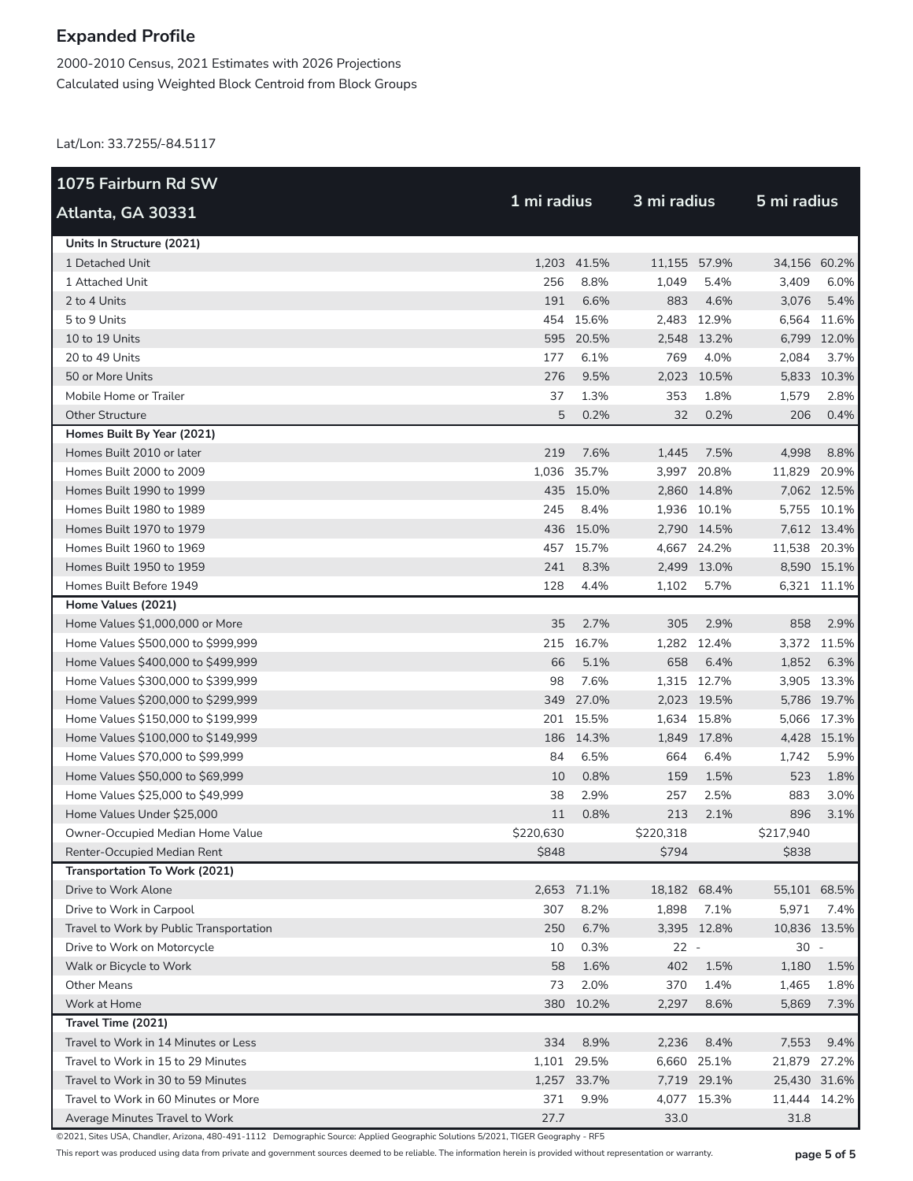# Expanded Profile

2000-2010 Census, 2021 Estimates with 2026 Projections
Calculated using Weighted Block Centroid from Block Groups

Lat/Lon: 33.7255/-84.5117

| 1075 Fairburn Rd SW Atlanta, GA 30331 | 1 mi radius | | 3 mi radius | | 5 mi radius | |
|---|---|---|---|---|---|---|
| **Units In Structure (2021)** | | | | | | |
| 1 Detached Unit | 1,203 | 41.5% | 11,155 | 57.9% | 34,156 | 60.2% |
| 1 Attached Unit | 256 | 8.8% | 1,049 | 5.4% | 3,409 | 6.0% |
| 2 to 4 Units | 191 | 6.6% | 883 | 4.6% | 3,076 | 5.4% |
| 5 to 9 Units | 454 | 15.6% | 2,483 | 12.9% | 6,564 | 11.6% |
| 10 to 19 Units | 595 | 20.5% | 2,548 | 13.2% | 6,799 | 12.0% |
| 20 to 49 Units | 177 | 6.1% | 769 | 4.0% | 2,084 | 3.7% |
| 50 or More Units | 276 | 9.5% | 2,023 | 10.5% | 5,833 | 10.3% |
| Mobile Home or Trailer | 37 | 1.3% | 353 | 1.8% | 1,579 | 2.8% |
| Other Structure | 5 | 0.2% | 32 | 0.2% | 206 | 0.4% |
| **Homes Built By Year (2021)** | | | | | | |
| Homes Built 2010 or later | 219 | 7.6% | 1,445 | 7.5% | 4,998 | 8.8% |
| Homes Built 2000 to 2009 | 1,036 | 35.7% | 3,997 | 20.8% | 11,829 | 20.9% |
| Homes Built 1990 to 1999 | 435 | 15.0% | 2,860 | 14.8% | 7,062 | 12.5% |
| Homes Built 1980 to 1989 | 245 | 8.4% | 1,936 | 10.1% | 5,755 | 10.1% |
| Homes Built 1970 to 1979 | 436 | 15.0% | 2,790 | 14.5% | 7,612 | 13.4% |
| Homes Built 1960 to 1969 | 457 | 15.7% | 4,667 | 24.2% | 11,538 | 20.3% |
| Homes Built 1950 to 1959 | 241 | 8.3% | 2,499 | 13.0% | 8,590 | 15.1% |
| Homes Built Before 1949 | 128 | 4.4% | 1,102 | 5.7% | 6,321 | 11.1% |
| **Home Values (2021)** | | | | | | |
| Home Values $1,000,000 or More | 35 | 2.7% | 305 | 2.9% | 858 | 2.9% |
| Home Values $500,000 to $999,999 | 215 | 16.7% | 1,282 | 12.4% | 3,372 | 11.5% |
| Home Values $400,000 to $499,999 | 66 | 5.1% | 658 | 6.4% | 1,852 | 6.3% |
| Home Values $300,000 to $399,999 | 98 | 7.6% | 1,315 | 12.7% | 3,905 | 13.3% |
| Home Values $200,000 to $299,999 | 349 | 27.0% | 2,023 | 19.5% | 5,786 | 19.7% |
| Home Values $150,000 to $199,999 | 201 | 15.5% | 1,634 | 15.8% | 5,066 | 17.3% |
| Home Values $100,000 to $149,999 | 186 | 14.3% | 1,849 | 17.8% | 4,428 | 15.1% |
| Home Values $70,000 to $99,999 | 84 | 6.5% | 664 | 6.4% | 1,742 | 5.9% |
| Home Values $50,000 to $69,999 | 10 | 0.8% | 159 | 1.5% | 523 | 1.8% |
| Home Values $25,000 to $49,999 | 38 | 2.9% | 257 | 2.5% | 883 | 3.0% |
| Home Values Under $25,000 | 11 | 0.8% | 213 | 2.1% | 896 | 3.1% |
| Owner-Occupied Median Home Value | $220,630 | | $220,318 | | $217,940 | |
| Renter-Occupied Median Rent | $848 | | $794 | | $838 | |
| **Transportation To Work (2021)** | | | | | | |
| Drive to Work Alone | 2,653 | 71.1% | 18,182 | 68.4% | 55,101 | 68.5% |
| Drive to Work in Carpool | 307 | 8.2% | 1,898 | 7.1% | 5,971 | 7.4% |
| Travel to Work by Public Transportation | 250 | 6.7% | 3,395 | 12.8% | 10,836 | 13.5% |
| Drive to Work on Motorcycle | 10 | 0.3% | 22 | - | 30 | - |
| Walk or Bicycle to Work | 58 | 1.6% | 402 | 1.5% | 1,180 | 1.5% |
| Other Means | 73 | 2.0% | 370 | 1.4% | 1,465 | 1.8% |
| Work at Home | 380 | 10.2% | 2,297 | 8.6% | 5,869 | 7.3% |
| **Travel Time (2021)** | | | | | | |
| Travel to Work in 14 Minutes or Less | 334 | 8.9% | 2,236 | 8.4% | 7,553 | 9.4% |
| Travel to Work in 15 to 29 Minutes | 1,101 | 29.5% | 6,660 | 25.1% | 21,879 | 27.2% |
| Travel to Work in 30 to 59 Minutes | 1,257 | 33.7% | 7,719 | 29.1% | 25,430 | 31.6% |
| Travel to Work in 60 Minutes or More | 371 | 9.9% | 4,077 | 15.3% | 11,444 | 14.2% |
| Average Minutes Travel to Work | 27.7 | | 33.0 | | 31.8 | |

©2021, Sites USA, Chandler, Arizona, 480-491-1112 Demographic Source: Applied Geographic Solutions 5/2021, TIGER Geography - RF5

This report was produced using data from private and government sources deemed to be reliable. The information herein is provided without representation or warranty.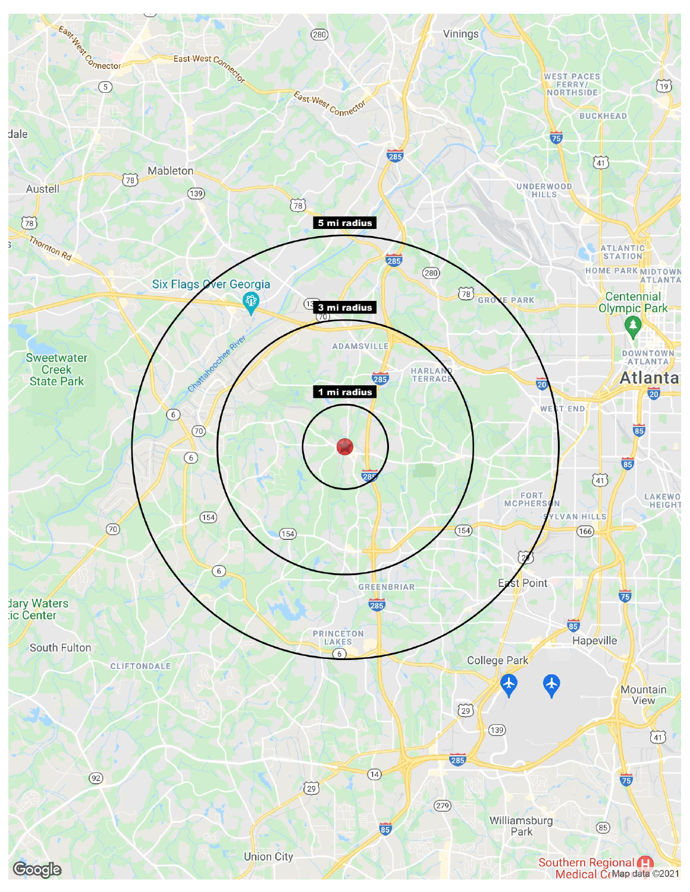5 mi radius

3 mi radius

1 mi radius

Map data ©2021